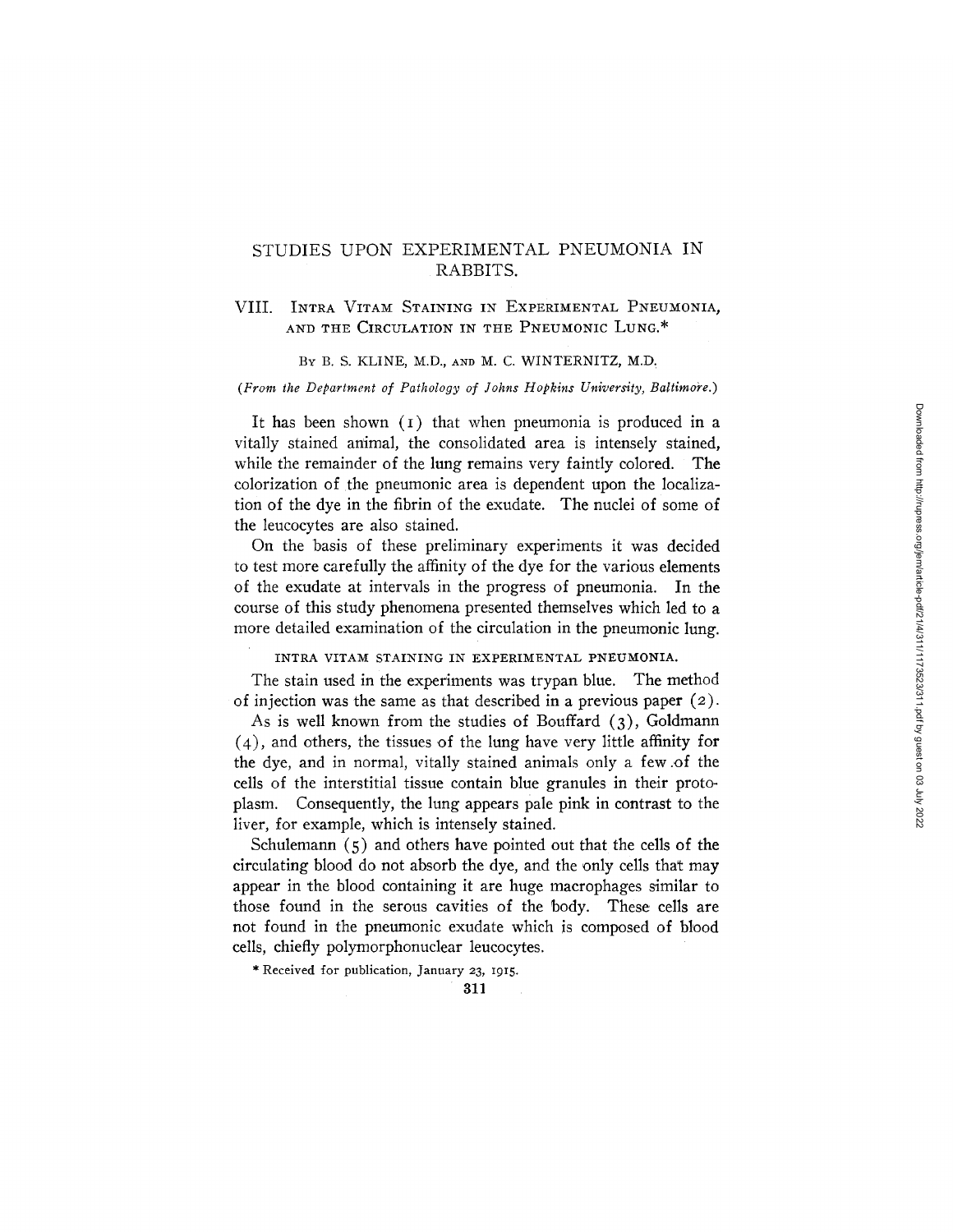# STUDIES UPON EXPERIMENTAL PNEUMONIA IN RABBITS.

## VIII. Intra Vitam Staining in Experimental Pneumonia, and the Circulation in the Pneumonic Lung.*

By B. S. KLINE, M.D., and M. C. WINTERNITZ, M.D.

*(From the Department of Pathology of Johns Hopkins University, Baltimore.)*

It has been shown (1) that when pneumonia is produced in a vitally stained animal, the consolidated area is intensely stained, while the remainder of the lung remains very faintly colored. The colorization of the pneumonic area is dependent upon the localization of the dye in the fibrin of the exudate. The nuclei of some of the leucocytes are also stained.

On the basis of these preliminary experiments it was decided to test more carefully the affinity of the dye for the various elements of the exudate at intervals in the progress of pneumonia. In the course of this study phenomena presented themselves which led to a more detailed examination of the circulation in the pneumonic lung.

### INTRA VITAM STAINING IN EXPERIMENTAL PNEUMONIA.

The stain used in the experiments was trypan blue. The method of injection was the same as that described in a previous paper (2).

As is well known from the studies of Bouffard (3), Goldmann (4), and others, the tissues of the lung have very little affinity for the dye, and in normal, vitally stained animals only a few of the cells of the interstitial tissue contain blue granules in their protoplasm. Consequently, the lung appears pale pink in contrast to the liver, for example, which is intensely stained.

Schulemann (5) and others have pointed out that the cells of the circulating blood do not absorb the dye, and the only cells that may appear in the blood containing it are huge macrophages similar to those found in the serous cavities of the body. These cells are not found in the pneumonic exudate which is composed of blood cells, chiefly polymorphonuclear leucocytes.

\* Received for publication, January 23, 1915.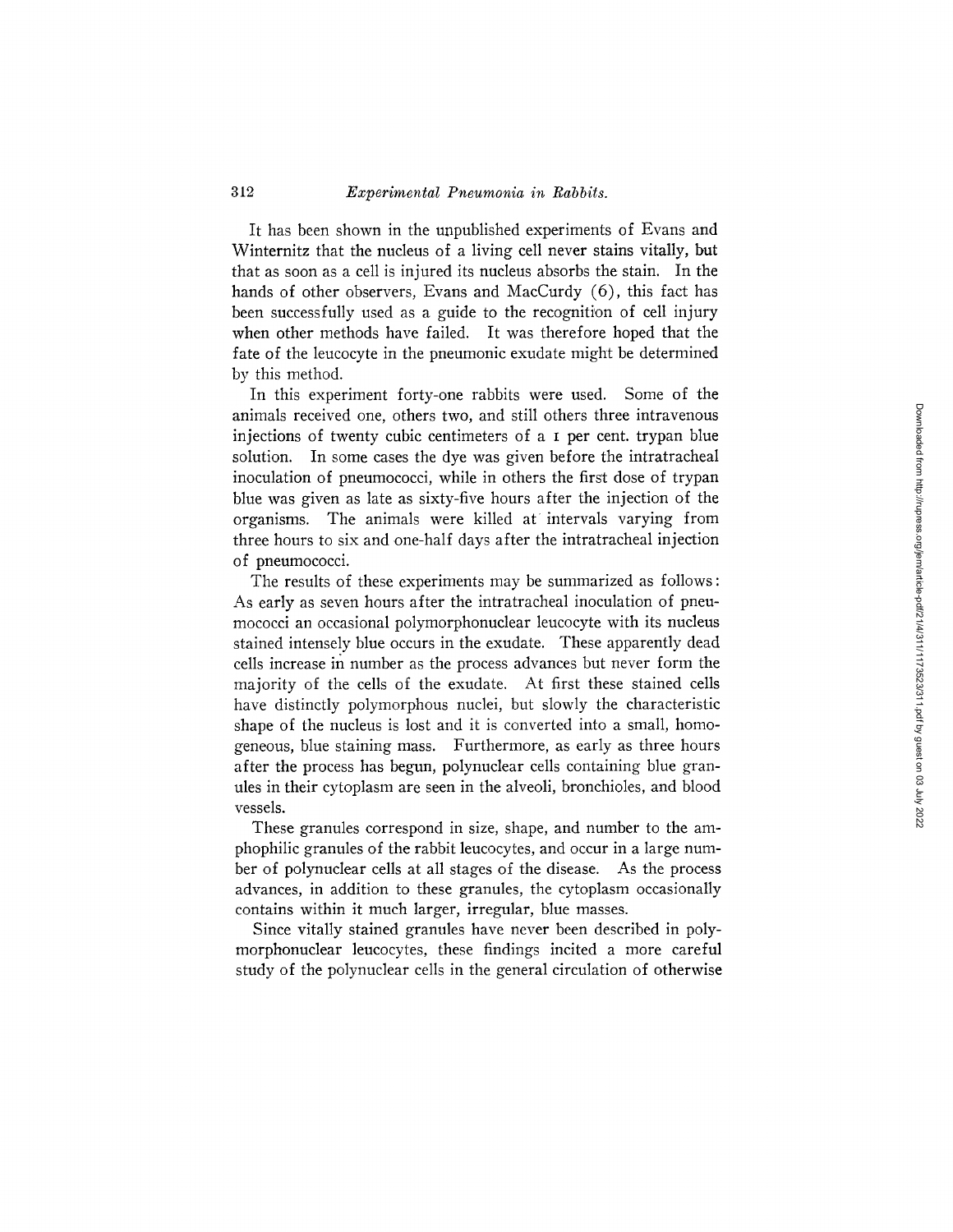It has been shown in the unpublished experiments of Evans and Winternitz that the nucleus of a living cell never stains vitally, but that as soon as a cell is injured its nucleus absorbs the stain. In the hands of other observers, Evans and MacCurdy (6), this fact has been successfully used as a guide to the recognition of cell injury when other methods have failed. It was therefore hoped that the fate of the leucocyte in the pneumonic exudate might be determined by this method.

In this experiment forty-one rabbits were used. Some of the animals received one, others two, and still others three intravenous injections of twenty cubic centimeters of a 1 per cent. trypan blue solution. In some cases the dye was given before the intratracheal inoculation of pneumococci, while in others the first dose of trypan blue was given as late as sixty-five hours after the injection of the organisms. The animals were killed at intervals varying from three hours to six and one-half days after the intratracheal injection of pneumococci.

The results of these experiments may be summarized as follows: As early as seven hours after the intratracheal inoculation of pneumococci an occasional polymorphonuclear leucocyte with its nucleus stained intensely blue occurs in the exudate. These apparently dead cells increase in number as the process advances but never form the majority of the cells of the exudate. At first these stained cells have distinctly polymorphous nuclei, but slowly the characteristic shape of the nucleus is lost and it is converted into a small, homogeneous, blue staining mass. Furthermore, as early as three hours after the process has begun, polynuclear cells containing blue granules in their cytoplasm are seen in the alveoli, bronchioles, and blood vessels.

These granules correspond in size, shape, and number to the amphophilic granules of the rabbit leucocytes, and occur in a large number of polynuclear cells at all stages of the disease. As the process advances, in addition to these granules, the cytoplasm occasionally contains within it much larger, irregular, blue masses.

Since vitally stained granules have never been described in polymorphonuclear leucocytes, these findings incited a more careful study of the polynuclear cells in the general circulation of otherwise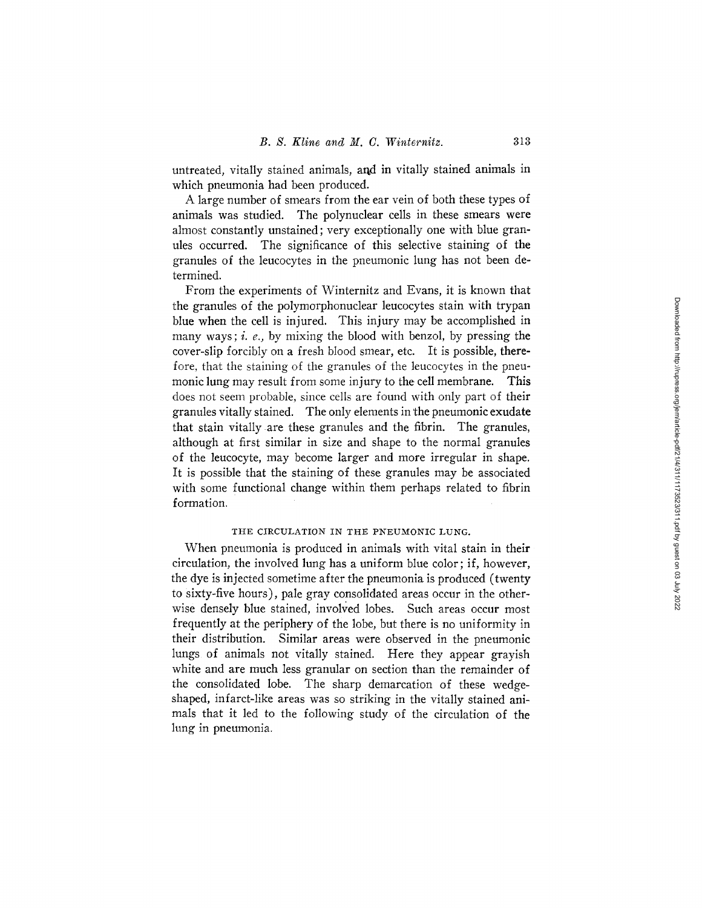untreated, vitally stained animals, and in vitally stained animals in which pneumonia had been produced.

A large number of smears from the ear vein of both these types of animals was studied. The polynuclear cells in these smears were almost constantly unstained; very exceptionally one with blue granules occurred. The significance of this selective staining of the granules of the leucocytes in the pneumonic lung has not been determined.

From the experiments of Winternitz and Evans, it is known that the granules of the polymorphonuclear leucocytes stain with trypan blue when the cell is injured. This injury may be accomplished in many ways; *i. e.*, by mixing the blood with benzol, by pressing the cover-slip forcibly on a fresh blood smear, etc. It is possible, therefore, that the staining of the granules of the leucocytes in the pneumonic lung may result from some injury to the cell membrane. This does not seem probable, since cells are found with only part of their granules vitally stained. The only elements in the pneumonic exudate that stain vitally are these granules and the fibrin. The granules, although at first similar in size and shape to the normal granules of the leucocyte, may become larger and more irregular in shape. It is possible that the staining of these granules may be associated with some functional change within them perhaps related to fibrin formation.

## THE CIRCULATION IN THE PNEUMONIC LUNG.

When pneumonia is produced in animals with vital stain in their circulation, the involved lung has a uniform blue color; if, however, the dye is injected sometime after the pneumonia is produced (twenty to sixty-five hours), pale gray consolidated areas occur in the otherwise densely blue stained, involved lobes. Such areas occur most frequently at the periphery of the lobe, but there is no uniformity in their distribution. Similar areas were observed in the pneumonic lungs of animals not vitally stained. Here they appear grayish white and are much less granular on section than the remainder of the consolidated lobe. The sharp demarcation of these wedge-shaped, infarct-like areas was so striking in the vitally stained animals that it led to the following study of the circulation of the lung in pneumonia.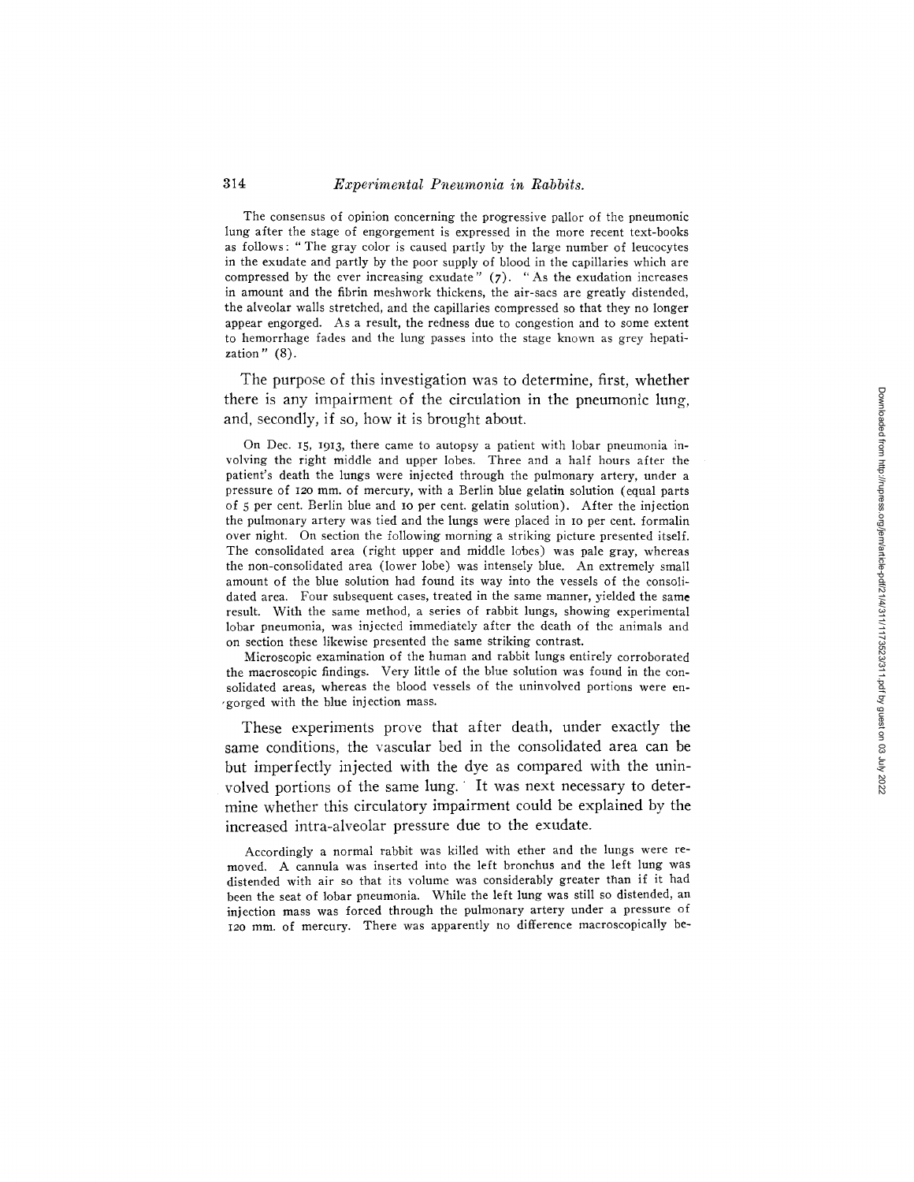The consensus of opinion concerning the progressive pallor of the pneumonic lung after the stage of engorgement is expressed in the more recent text-books as follows: "The gray color is caused partly by the large number of leucocytes in the exudate and partly by the poor supply of blood in the capillaries which are compressed by the ever increasing exudate" (7). "As the exudation increases in amount and the fibrin meshwork thickens, the air-sacs are greatly distended, the alveolar walls stretched, and the capillaries compressed so that they no longer appear engorged. As a result, the redness due to congestion and to some extent to hemorrhage fades and the lung passes into the stage known as grey hepatization" (8).

The purpose of this investigation was to determine, first, whether there is any impairment of the circulation in the pneumonic lung, and, secondly, if so, how it is brought about.

On Dec. 15, 1913, there came to autopsy a patient with lobar pneumonia involving the right middle and upper lobes. Three and a half hours after the patient's death the lungs were injected through the pulmonary artery, under a pressure of 120 mm. of mercury, with a Berlin blue gelatin solution (equal parts of 5 per cent. Berlin blue and 10 per cent. gelatin solution). After the injection the pulmonary artery was tied and the lungs were placed in 10 per cent. formalin over night. On section the following morning a striking picture presented itself. The consolidated area (right upper and middle lobes) was pale gray, whereas the non-consolidated area (lower lobe) was intensely blue. An extremely small amount of the blue solution had found its way into the vessels of the consolidated area. Four subsequent cases, treated in the same manner, yielded the same result. With the same method, a series of rabbit lungs, showing experimental lobar pneumonia, was injected immediately after the death of the animals and on section these likewise presented the same striking contrast.

Microscopic examination of the human and rabbit lungs entirely corroborated the macroscopic findings. Very little of the blue solution was found in the consolidated areas, whereas the blood vessels of the uninvolved portions were engorged with the blue injection mass.

These experiments prove that after death, under exactly the same conditions, the vascular bed in the consolidated area can be but imperfectly injected with the dye as compared with the uninvolved portions of the same lung. It was next necessary to determine whether this circulatory impairment could be explained by the increased intra-alveolar pressure due to the exudate.

Accordingly a normal rabbit was killed with ether and the lungs were removed. A cannula was inserted into the left bronchus and the left lung was distended with air so that its volume was considerably greater than if it had been the seat of lobar pneumonia. While the left lung was still so distended, an injection mass was forced through the pulmonary artery under a pressure of 120 mm. of mercury. There was apparently no difference macroscopically be-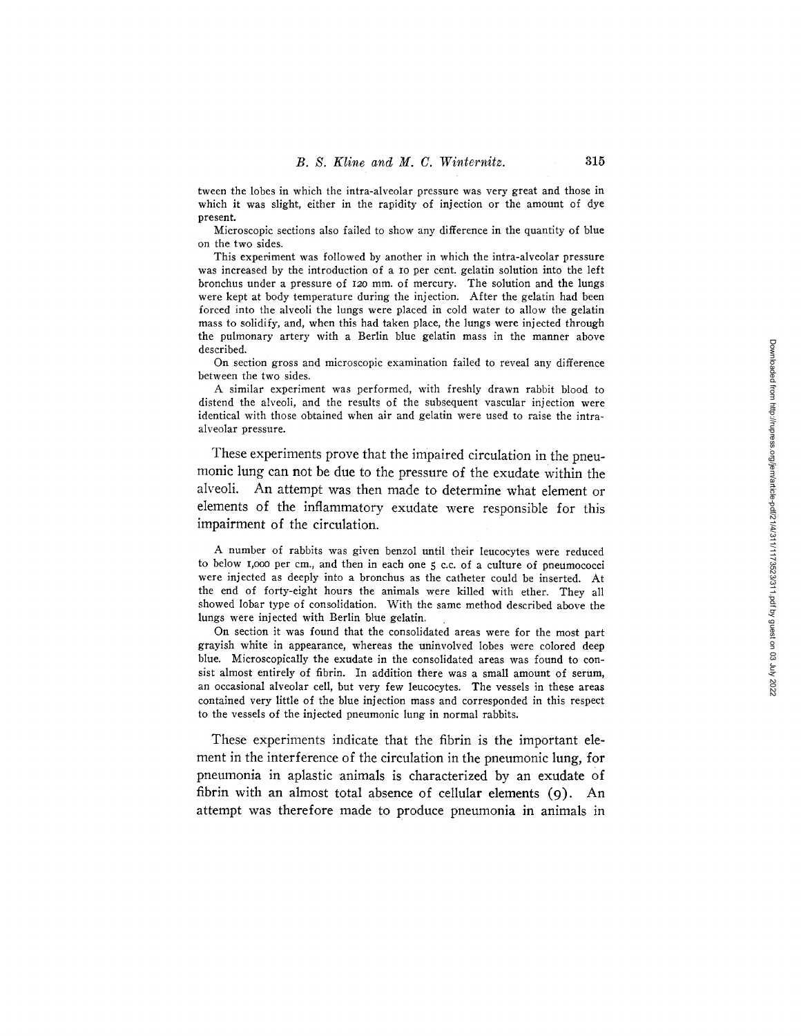tween the lobes in which the intra-alveolar pressure was very great and those in which it was slight, either in the rapidity of injection or the amount of dye present.

Microscopic sections also failed to show any difference in the quantity of blue on the two sides.

This experiment was followed by another in which the intra-alveolar pressure was increased by the introduction of a 10 per cent. gelatin solution into the left bronchus under a pressure of 120 mm. of mercury. The solution and the lungs were kept at body temperature during the injection. After the gelatin had been forced into the alveoli the lungs were placed in cold water to allow the gelatin mass to solidify, and, when this had taken place, the lungs were injected through the pulmonary artery with a Berlin blue gelatin mass in the manner above described.

On section gross and microscopic examination failed to reveal any difference between the two sides.

A similar experiment was performed, with freshly drawn rabbit blood to distend the alveoli, and the results of the subsequent vascular injection were identical with those obtained when air and gelatin were used to raise the intra-alveolar pressure.

These experiments prove that the impaired circulation in the pneumonic lung can not be due to the pressure of the exudate within the alveoli. An attempt was then made to determine what element or elements of the inflammatory exudate were responsible for this impairment of the circulation.

A number of rabbits was given benzol until their leucocytes were reduced to below 1,000 per cm., and then in each one 5 c.c. of a culture of pneumococci were injected as deeply into a bronchus as the catheter could be inserted. At the end of forty-eight hours the animals were killed with ether. They all showed lobar type of consolidation. With the same method described above the lungs were injected with Berlin blue gelatin.

On section it was found that the consolidated areas were for the most part grayish white in appearance, whereas the uninvolved lobes were colored deep blue. Microscopically the exudate in the consolidated areas was found to consist almost entirely of fibrin. In addition there was a small amount of serum, an occasional alveolar cell, but very few leucocytes. The vessels in these areas contained very little of the blue injection mass and corresponded in this respect to the vessels of the injected pneumonic lung in normal rabbits.

These experiments indicate that the fibrin is the important element in the interference of the circulation in the pneumonic lung, for pneumonia in aplastic animals is characterized by an exudate of fibrin with an almost total absence of cellular elements (9). An attempt was therefore made to produce pneumonia in animals in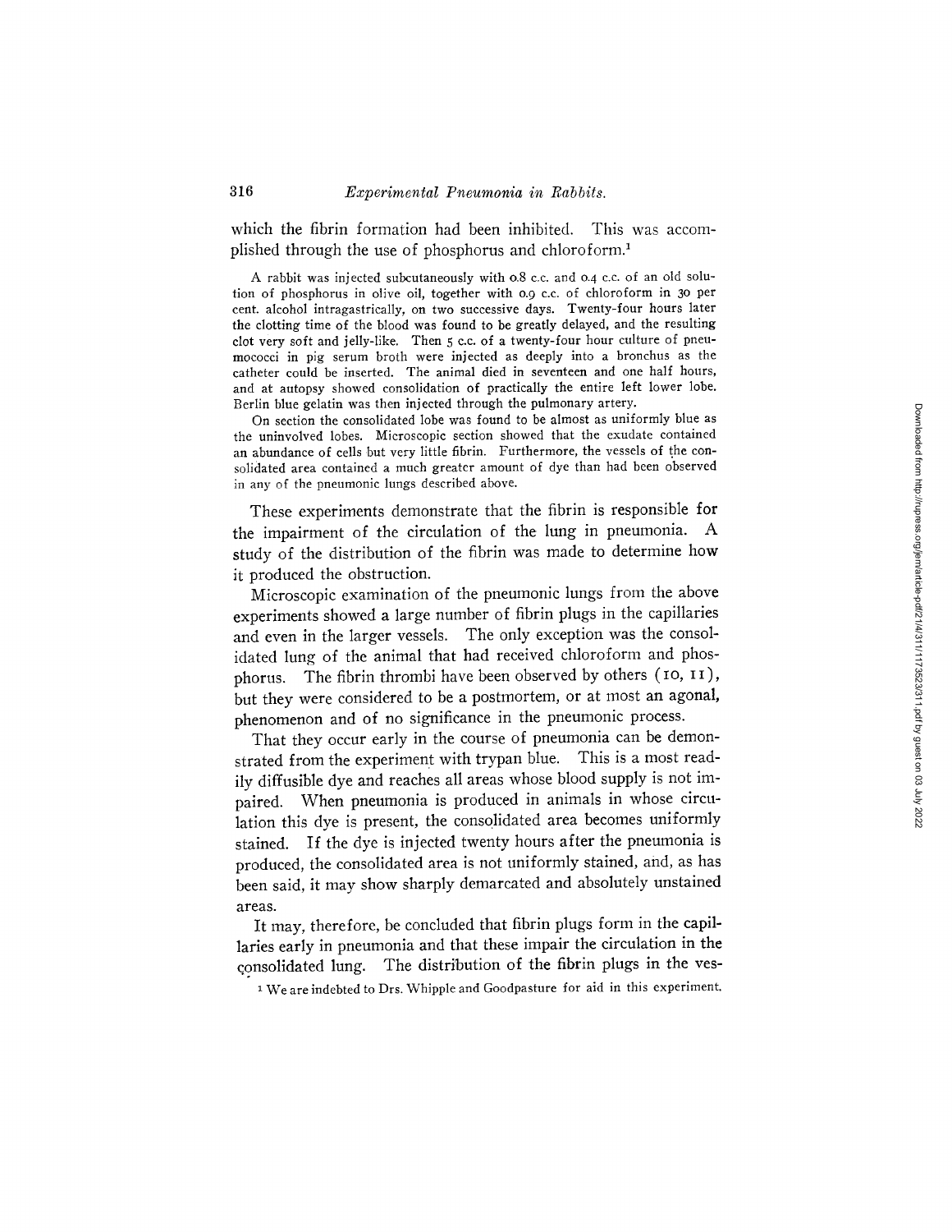which the fibrin formation had been inhibited. This was accomplished through the use of phosphorus and chloroform.[1]

A rabbit was injected subcutaneously with 0.8 c.c. and 0.4 c.c. of an old solution of phosphorus in olive oil, together with 0.9 c.c. of chloroform in 30 per cent. alcohol intragastrically, on two successive days. Twenty-four hours later the clotting time of the blood was found to be greatly delayed, and the resulting clot very soft and jelly-like. Then 5 c.c. of a twenty-four hour culture of pneumococci in pig serum broth were injected as deeply into a bronchus as the catheter could be inserted. The animal died in seventeen and one half hours, and at autopsy showed consolidation of practically the entire left lower lobe. Berlin blue gelatin was then injected through the pulmonary artery.

On section the consolidated lobe was found to be almost as uniformly blue as the uninvolved lobes. Microscopic section showed that the exudate contained an abundance of cells but very little fibrin. Furthermore, the vessels of the consolidated area contained a much greater amount of dye than had been observed in any of the pneumonic lungs described above.

These experiments demonstrate that the fibrin is responsible for the impairment of the circulation of the lung in pneumonia. A study of the distribution of the fibrin was made to determine how it produced the obstruction.

Microscopic examination of the pneumonic lungs from the above experiments showed a large number of fibrin plugs in the capillaries and even in the larger vessels. The only exception was the consolidated lung of the animal that had received chloroform and phosphorus. The fibrin thrombi have been observed by others (10, 11), but they were considered to be a postmortem, or at most an agonal, phenomenon and of no significance in the pneumonic process.

That they occur early in the course of pneumonia can be demonstrated from the experiment with trypan blue. This is a most readily diffusible dye and reaches all areas whose blood supply is not impaired. When pneumonia is produced in animals in whose circulation this dye is present, the consolidated area becomes uniformly stained. If the dye is injected twenty hours after the pneumonia is produced, the consolidated area is not uniformly stained, and, as has been said, it may show sharply demarcated and absolutely unstained areas.

It may, therefore, be concluded that fibrin plugs form in the capillaries early in pneumonia and that these impair the circulation in the consolidated lung. The distribution of the fibrin plugs in the ves-

[1] We are indebted to Drs. Whipple and Goodpasture for aid in this experiment.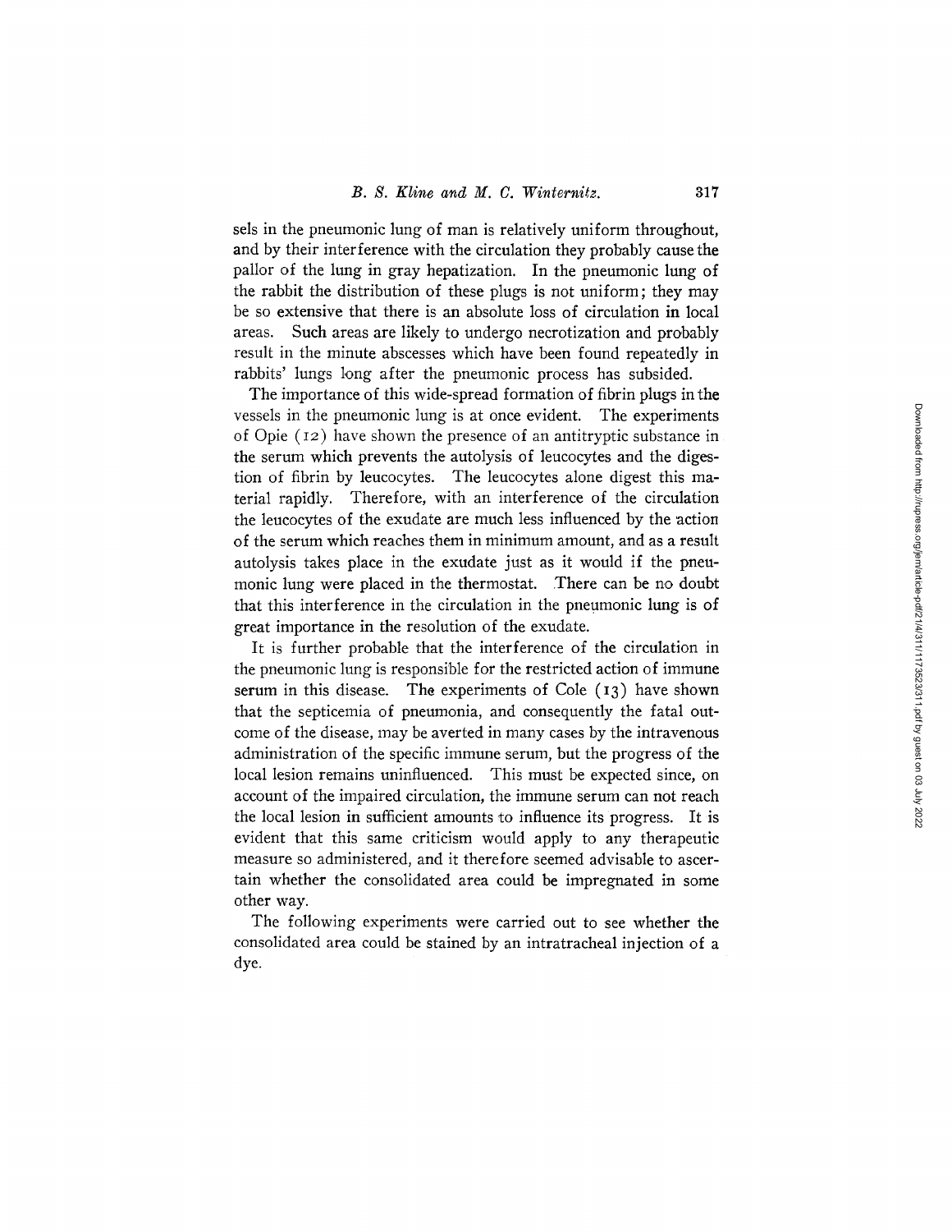sels in the pneumonic lung of man is relatively uniform throughout, and by their interference with the circulation they probably cause the pallor of the lung in gray hepatization. In the pneumonic lung of the rabbit the distribution of these plugs is not uniform; they may be so extensive that there is an absolute loss of circulation in local areas. Such areas are likely to undergo necrotization and probably result in the minute abscesses which have been found repeatedly in rabbits' lungs long after the pneumonic process has subsided.

The importance of this wide-spread formation of fibrin plugs in the vessels in the pneumonic lung is at once evident. The experiments of Opie (12) have shown the presence of an antitryptic substance in the serum which prevents the autolysis of leucocytes and the digestion of fibrin by leucocytes. The leucocytes alone digest this material rapidly. Therefore, with an interference of the circulation the leucocytes of the exudate are much less influenced by the action of the serum which reaches them in minimum amount, and as a result autolysis takes place in the exudate just as it would if the pneumonic lung were placed in the thermostat. There can be no doubt that this interference in the circulation in the pneumonic lung is of great importance in the resolution of the exudate.

It is further probable that the interference of the circulation in the pneumonic lung is responsible for the restricted action of immune serum in this disease. The experiments of Cole (13) have shown that the septicemia of pneumonia, and consequently the fatal outcome of the disease, may be averted in many cases by the intravenous administration of the specific immune serum, but the progress of the local lesion remains uninfluenced. This must be expected since, on account of the impaired circulation, the immune serum can not reach the local lesion in sufficient amounts to influence its progress. It is evident that this same criticism would apply to any therapeutic measure so administered, and it therefore seemed advisable to ascertain whether the consolidated area could be impregnated in some other way.

The following experiments were carried out to see whether the consolidated area could be stained by an intratracheal injection of a dye.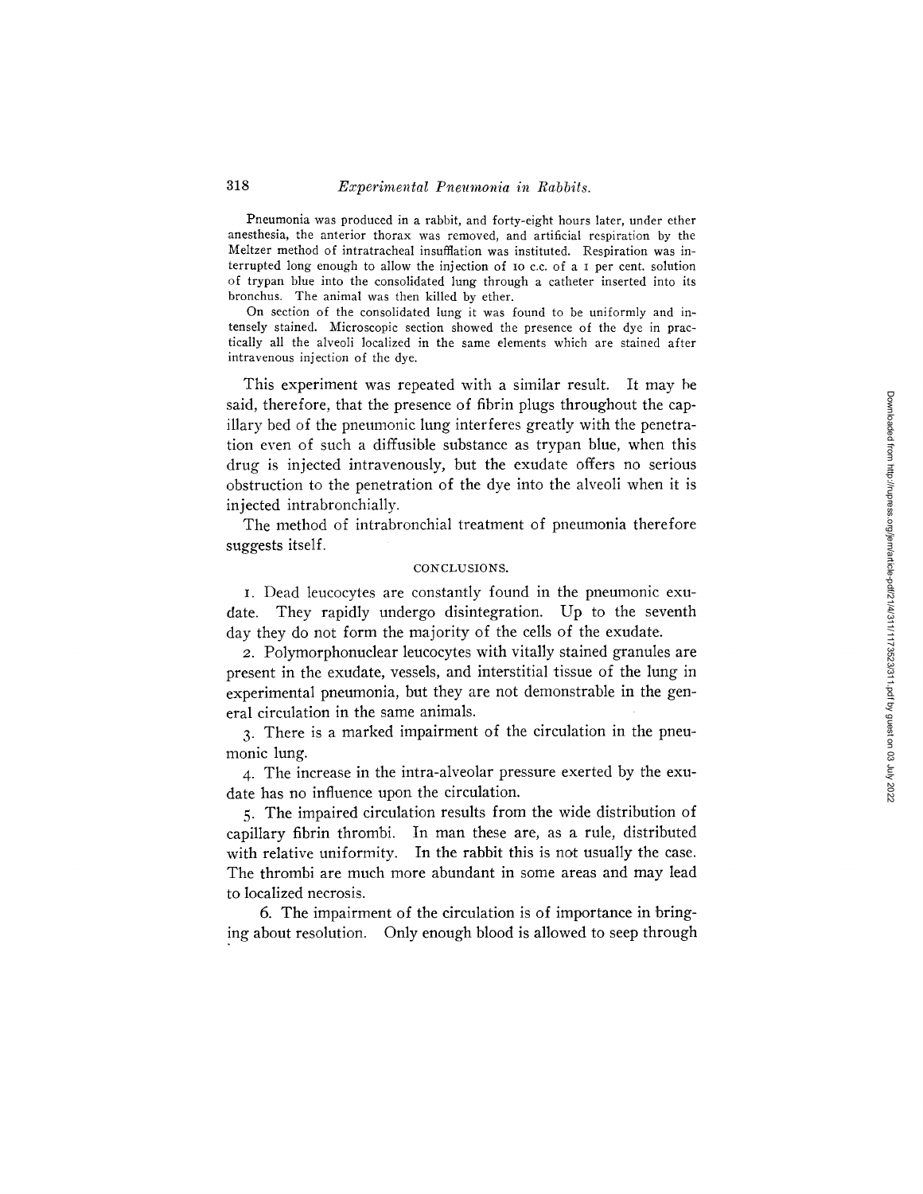Pneumonia was produced in a rabbit, and forty-eight hours later, under ether anesthesia, the anterior thorax was removed, and artificial respiration by the Meltzer method of intratracheal insufflation was instituted. Respiration was interrupted long enough to allow the injection of 10 c.c. of a 1 per cent. solution of trypan blue into the consolidated lung through a catheter inserted into its bronchus. The animal was then killed by ether.

On section of the consolidated lung it was found to be uniformly and intensely stained. Microscopic section showed the presence of the dye in practically all the alveoli localized in the same elements which are stained after intravenous injection of the dye.

This experiment was repeated with a similar result. It may be said, therefore, that the presence of fibrin plugs throughout the capillary bed of the pneumonic lung interferes greatly with the penetration even of such a diffusible substance as trypan blue, when this drug is injected intravenously, but the exudate offers no serious obstruction to the penetration of the dye into the alveoli when it is injected intrabronchially.

The method of intrabronchial treatment of pneumonia therefore suggests itself.

## CONCLUSIONS.

1. Dead leucocytes are constantly found in the pneumonic exudate. They rapidly undergo disintegration. Up to the seventh day they do not form the majority of the cells of the exudate.

2. Polymorphonuclear leucocytes with vitally stained granules are present in the exudate, vessels, and interstitial tissue of the lung in experimental pneumonia, but they are not demonstrable in the general circulation in the same animals.

3. There is a marked impairment of the circulation in the pneumonic lung.

4. The increase in the intra-alveolar pressure exerted by the exudate has no influence upon the circulation.

5. The impaired circulation results from the wide distribution of capillary fibrin thrombi. In man these are, as a rule, distributed with relative uniformity. In the rabbit this is not usually the case. The thrombi are much more abundant in some areas and may lead to localized necrosis.

6. The impairment of the circulation is of importance in bringing about resolution. Only enough blood is allowed to seep through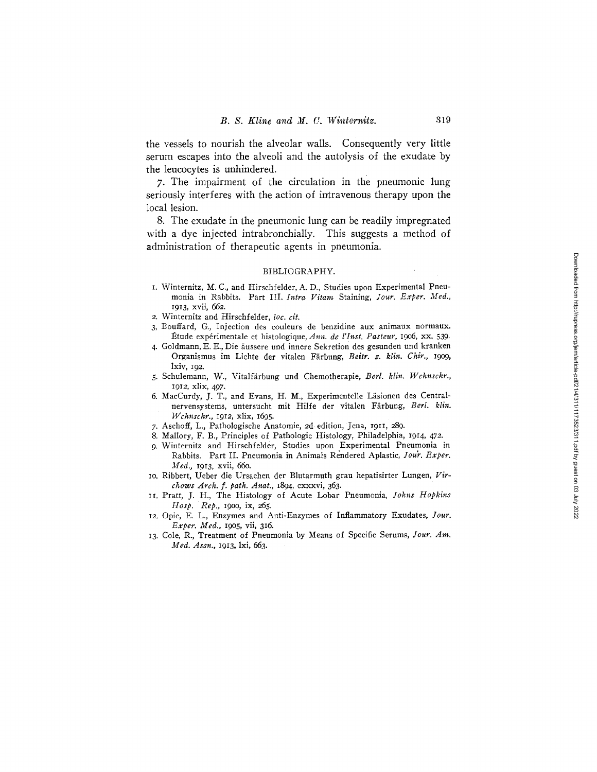the vessels to nourish the alveolar walls. Consequently very little serum escapes into the alveoli and the autolysis of the exudate by the leucocytes is unhindered.

7. The impairment of the circulation in the pneumonic lung seriously interferes with the action of intravenous therapy upon the local lesion.

8. The exudate in the pneumonic lung can be readily impregnated with a dye injected intrabronchially. This suggests a method of administration of therapeutic agents in pneumonia.

## BIBLIOGRAPHY.

1. Winternitz, M. C., and Hirschfelder, A. D., Studies upon Experimental Pneumonia in Rabbits. Part III. *Intra Vitam* Staining, *Jour. Exper. Med.*, 1913, xvii, 662.
2. Winternitz and Hirschfelder, *loc. cit.*
3. Bouffard, G., Injection des couleurs de benzidine aux animaux normaux. Étude expérimentale et histologique, *Ann. de l'Inst. Pasteur*, 1906, xx, 539.
4. Goldmann, E. E., Die äussere und innere Sekretion des gesunden und kranken Organismus im Lichte der vitalen Färbung, *Beitr. z. klin. Chir.*, 1909, lxiv, 192.
5. Schulemann, W., Vitalfärbung und Chemotherapie, *Berl. klin. Wchnschr.*, 1912, xlix, 497.
6. MacCurdy, J. T., and Evans, H. M., Experimentelle Läsionen des Centralnervensystems, untersucht mit Hilfe der vitalen Färbung, *Berl. klin. Wchnschr.*, 1912, xlix, 1695.
7. Aschoff, L., Pathologische Anatomie, 2d edition, Jena, 1911, 289.
8. Mallory, F. B., Principles of Pathologic Histology, Philadelphia, 1914, 472.
9. Winternitz and Hirschfelder, Studies upon Experimental Pneumonia in Rabbits. Part II. Pneumonia in Animals Rendered Aplastic, *Jour. Exper. Med.*, 1913, xvii, 660.
10. Ribbert, Ueber die Ursachen der Blutarmuth grau hepatisirter Lungen, *Virchows Arch. f. path. Anat.*, 1894, cxxxvi, 363.
11. Pratt, J. H., The Histology of Acute Lobar Pneumonia, *Johns Hopkins Hosp. Rep.*, 1900, ix, 265.
12. Opie, E. L., Enzymes and Anti-Enzymes of Inflammatory Exudates, *Jour. Exper. Med.*, 1905, vii, 316.
13. Cole, R., Treatment of Pneumonia by Means of Specific Serums, *Jour. Am. Med. Assn.*, 1913, lxi, 663.